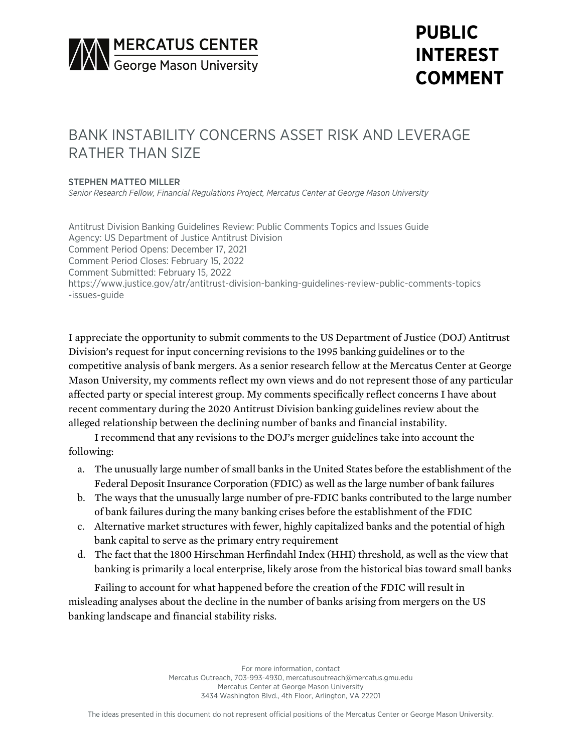MERCATUS CENTER
George Mason University

**PUBLIC INTEREST COMMENT**

# BANK INSTABILITY CONCERNS ASSET RISK AND LEVERAGE RATHER THAN SIZE

STEPHEN MATTEO MILLER
*Senior Research Fellow, Financial Regulations Project, Mercatus Center at George Mason University*

Antitrust Division Banking Guidelines Review: Public Comments Topics and Issues Guide
Agency: US Department of Justice Antitrust Division
Comment Period Opens: December 17, 2021
Comment Period Closes: February 15, 2022
Comment Submitted: February 15, 2022
https://www.justice.gov/atr/antitrust-division-banking-guidelines-review-public-comments-topics-issues-guide

I appreciate the opportunity to submit comments to the US Department of Justice (DOJ) Antitrust Division's request for input concerning revisions to the 1995 banking guidelines or to the competitive analysis of bank mergers. As a senior research fellow at the Mercatus Center at George Mason University, my comments reflect my own views and do not represent those of any particular affected party or special interest group. My comments specifically reflect concerns I have about recent commentary during the 2020 Antitrust Division banking guidelines review about the alleged relationship between the declining number of banks and financial instability.

I recommend that any revisions to the DOJ's merger guidelines take into account the following:

a. The unusually large number of small banks in the United States before the establishment of the Federal Deposit Insurance Corporation (FDIC) as well as the large number of bank failures
b. The ways that the unusually large number of pre-FDIC banks contributed to the large number of bank failures during the many banking crises before the establishment of the FDIC
c. Alternative market structures with fewer, highly capitalized banks and the potential of high bank capital to serve as the primary entry requirement
d. The fact that the 1800 Hirschman Herfindahl Index (HHI) threshold, as well as the view that banking is primarily a local enterprise, likely arose from the historical bias toward small banks

Failing to account for what happened before the creation of the FDIC will result in misleading analyses about the decline in the number of banks arising from mergers on the US banking landscape and financial stability risks.

For more information, contact
Mercatus Outreach, 703-993-4930, mercatusoutreach@mercatus.gmu.edu
Mercatus Center at George Mason University
3434 Washington Blvd., 4th Floor, Arlington, VA 22201

The ideas presented in this document do not represent official positions of the Mercatus Center or George Mason University.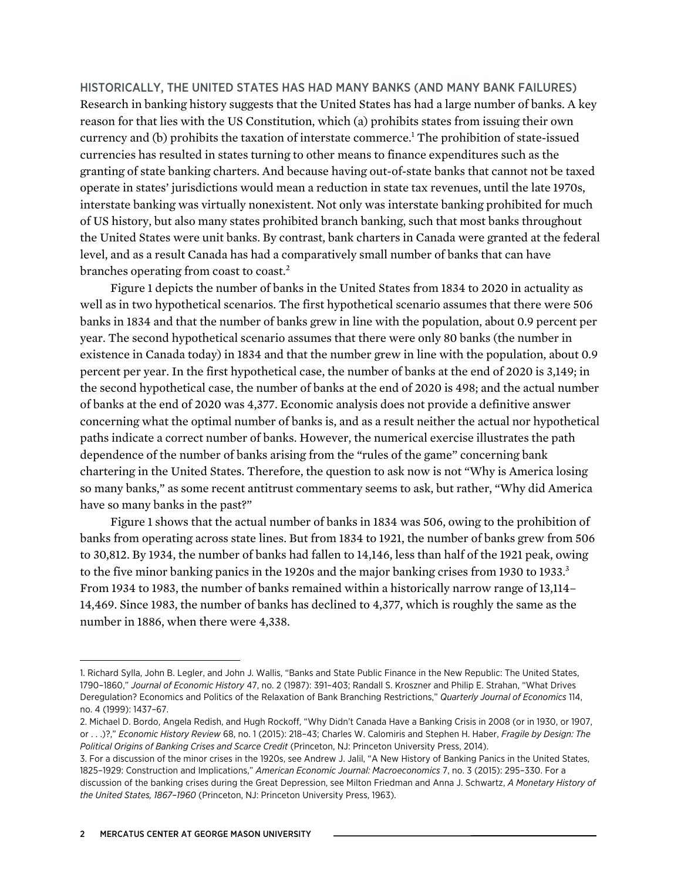## HISTORICALLY, THE UNITED STATES HAS HAD MANY BANKS (AND MANY BANK FAILURES)

Research in banking history suggests that the United States has had a large number of banks. A key reason for that lies with the US Constitution, which (a) prohibits states from issuing their own currency and (b) prohibits the taxation of interstate commerce.[1] The prohibition of state-issued currencies has resulted in states turning to other means to finance expenditures such as the granting of state banking charters. And because having out-of-state banks that cannot not be taxed operate in states' jurisdictions would mean a reduction in state tax revenues, until the late 1970s, interstate banking was virtually nonexistent. Not only was interstate banking prohibited for much of US history, but also many states prohibited branch banking, such that most banks throughout the United States were unit banks. By contrast, bank charters in Canada were granted at the federal level, and as a result Canada has had a comparatively small number of banks that can have branches operating from coast to coast.[2]

Figure 1 depicts the number of banks in the United States from 1834 to 2020 in actuality as well as in two hypothetical scenarios. The first hypothetical scenario assumes that there were 506 banks in 1834 and that the number of banks grew in line with the population, about 0.9 percent per year. The second hypothetical scenario assumes that there were only 80 banks (the number in existence in Canada today) in 1834 and that the number grew in line with the population, about 0.9 percent per year. In the first hypothetical case, the number of banks at the end of 2020 is 3,149; in the second hypothetical case, the number of banks at the end of 2020 is 498; and the actual number of banks at the end of 2020 was 4,377. Economic analysis does not provide a definitive answer concerning what the optimal number of banks is, and as a result neither the actual nor hypothetical paths indicate a correct number of banks. However, the numerical exercise illustrates the path dependence of the number of banks arising from the "rules of the game" concerning bank chartering in the United States. Therefore, the question to ask now is not "Why is America losing so many banks," as some recent antitrust commentary seems to ask, but rather, "Why did America have so many banks in the past?"

Figure 1 shows that the actual number of banks in 1834 was 506, owing to the prohibition of banks from operating across state lines. But from 1834 to 1921, the number of banks grew from 506 to 30,812. By 1934, the number of banks had fallen to 14,146, less than half of the 1921 peak, owing to the five minor banking panics in the 1920s and the major banking crises from 1930 to 1933.[3] From 1934 to 1983, the number of banks remained within a historically narrow range of 13,114–14,469. Since 1983, the number of banks has declined to 4,377, which is roughly the same as the number in 1886, when there were 4,338.

---

1. Richard Sylla, John B. Legler, and John J. Wallis, "Banks and State Public Finance in the New Republic: The United States, 1790–1860," *Journal of Economic History* 47, no. 2 (1987): 391–403; Randall S. Kroszner and Philip E. Strahan, "What Drives Deregulation? Economics and Politics of the Relaxation of Bank Branching Restrictions," *Quarterly Journal of Economics* 114, no. 4 (1999): 1437–67.
2. Michael D. Bordo, Angela Redish, and Hugh Rockoff, "Why Didn't Canada Have a Banking Crisis in 2008 (or in 1930, or 1907, or . . .)?," *Economic History Review* 68, no. 1 (2015): 218–43; Charles W. Calomiris and Stephen H. Haber, *Fragile by Design: The Political Origins of Banking Crises and Scarce Credit* (Princeton, NJ: Princeton University Press, 2014).
3. For a discussion of the minor crises in the 1920s, see Andrew J. Jalil, "A New History of Banking Panics in the United States, 1825–1929: Construction and Implications," *American Economic Journal: Macroeconomics* 7, no. 3 (2015): 295–330. For a discussion of the banking crises during the Great Depression, see Milton Friedman and Anna J. Schwartz, *A Monetary History of the United States, 1867–1960* (Princeton, NJ: Princeton University Press, 1963).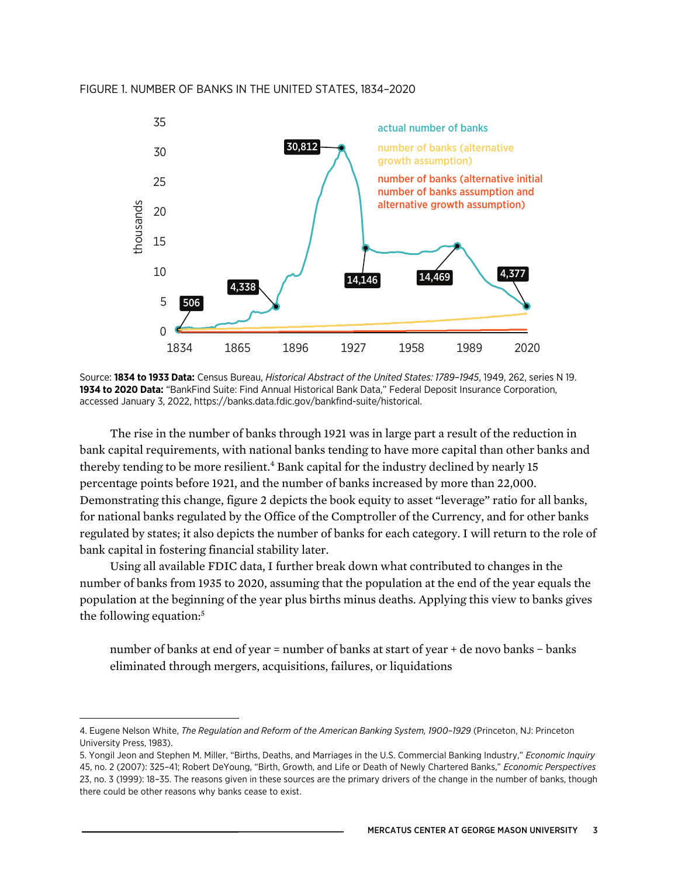FIGURE 1. NUMBER OF BANKS IN THE UNITED STATES, 1834–2020

Source: **1834 to 1933 Data:** Census Bureau, *Historical Abstract of the United States: 1789–1945*, 1949, 262, series N 19. **1934 to 2020 Data:** "BankFind Suite: Find Annual Historical Bank Data," Federal Deposit Insurance Corporation, accessed January 3, 2022, https://banks.data.fdic.gov/bankfind-suite/historical.

The rise in the number of banks through 1921 was in large part a result of the reduction in bank capital requirements, with national banks tending to have more capital than other banks and thereby tending to be more resilient.[4] Bank capital for the industry declined by nearly 15 percentage points before 1921, and the number of banks increased by more than 22,000. Demonstrating this change, figure 2 depicts the book equity to asset "leverage" ratio for all banks, for national banks regulated by the Office of the Comptroller of the Currency, and for other banks regulated by states; it also depicts the number of banks for each category. I will return to the role of bank capital in fostering financial stability later.

Using all available FDIC data, I further break down what contributed to changes in the number of banks from 1935 to 2020, assuming that the population at the end of the year equals the population at the beginning of the year plus births minus deaths. Applying this view to banks gives the following equation:[5]

> number of banks at end of year = number of banks at start of year + de novo banks − banks eliminated through mergers, acquisitions, failures, or liquidations

4. Eugene Nelson White, *The Regulation and Reform of the American Banking System, 1900–1929* (Princeton, NJ: Princeton University Press, 1983).

5. Yongil Jeon and Stephen M. Miller, "Births, Deaths, and Marriages in the U.S. Commercial Banking Industry," *Economic Inquiry* 45, no. 2 (2007): 325–41; Robert DeYoung, "Birth, Growth, and Life or Death of Newly Chartered Banks," *Economic Perspectives* 23, no. 3 (1999): 18–35. The reasons given in these sources are the primary drivers of the change in the number of banks, though there could be other reasons why banks cease to exist.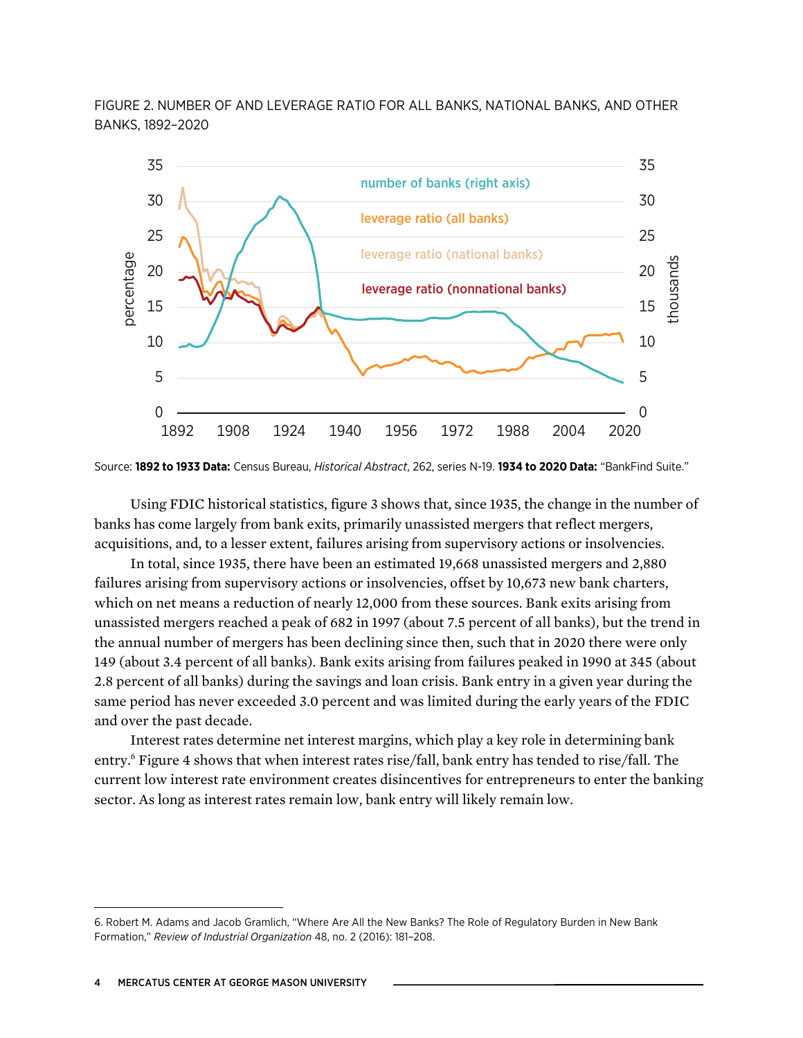FIGURE 2. NUMBER OF AND LEVERAGE RATIO FOR ALL BANKS, NATIONAL BANKS, AND OTHER BANKS, 1892–2020

Source: **1892 to 1933 Data:** Census Bureau, *Historical Abstract*, 262, series N-19. **1934 to 2020 Data:** "BankFind Suite."

Using FDIC historical statistics, figure 3 shows that, since 1935, the change in the number of banks has come largely from bank exits, primarily unassisted mergers that reflect mergers, acquisitions, and, to a lesser extent, failures arising from supervisory actions or insolvencies.

In total, since 1935, there have been an estimated 19,668 unassisted mergers and 2,880 failures arising from supervisory actions or insolvencies, offset by 10,673 new bank charters, which on net means a reduction of nearly 12,000 from these sources. Bank exits arising from unassisted mergers reached a peak of 682 in 1997 (about 7.5 percent of all banks), but the trend in the annual number of mergers has been declining since then, such that in 2020 there were only 149 (about 3.4 percent of all banks). Bank exits arising from failures peaked in 1990 at 345 (about 2.8 percent of all banks) during the savings and loan crisis. Bank entry in a given year during the same period has never exceeded 3.0 percent and was limited during the early years of the FDIC and over the past decade.

Interest rates determine net interest margins, which play a key role in determining bank entry.[6] Figure 4 shows that when interest rates rise/fall, bank entry has tended to rise/fall. The current low interest rate environment creates disincentives for entrepreneurs to enter the banking sector. As long as interest rates remain low, bank entry will likely remain low.

6. Robert M. Adams and Jacob Gramlich, "Where Are All the New Banks? The Role of Regulatory Burden in New Bank Formation," *Review of Industrial Organization* 48, no. 2 (2016): 181–208.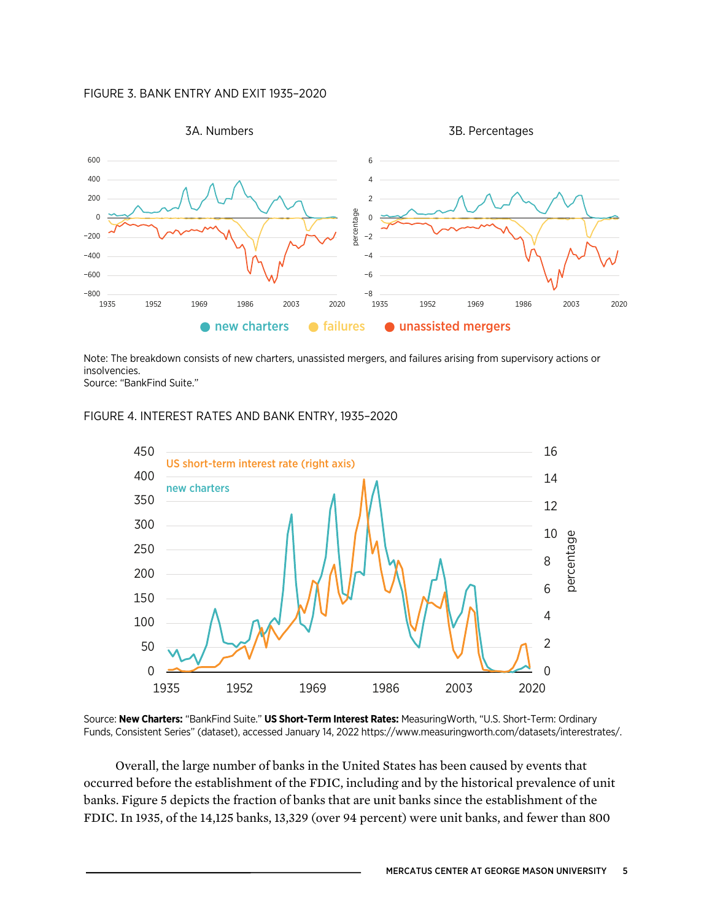FIGURE 3. BANK ENTRY AND EXIT 1935–2020

Note: The breakdown consists of new charters, unassisted mergers, and failures arising from supervisory actions or insolvencies.
Source: "BankFind Suite."

FIGURE 4. INTEREST RATES AND BANK ENTRY, 1935–2020

Source: **New Charters:** "BankFind Suite." **US Short-Term Interest Rates:** MeasuringWorth, "U.S. Short-Term: Ordinary Funds, Consistent Series" (dataset), accessed January 14, 2022 https://www.measuringworth.com/datasets/interestrates/.

Overall, the large number of banks in the United States has been caused by events that occurred before the establishment of the FDIC, including and by the historical prevalence of unit banks. Figure 5 depicts the fraction of banks that are unit banks since the establishment of the FDIC. In 1935, of the 14,125 banks, 13,329 (over 94 percent) were unit banks, and fewer than 800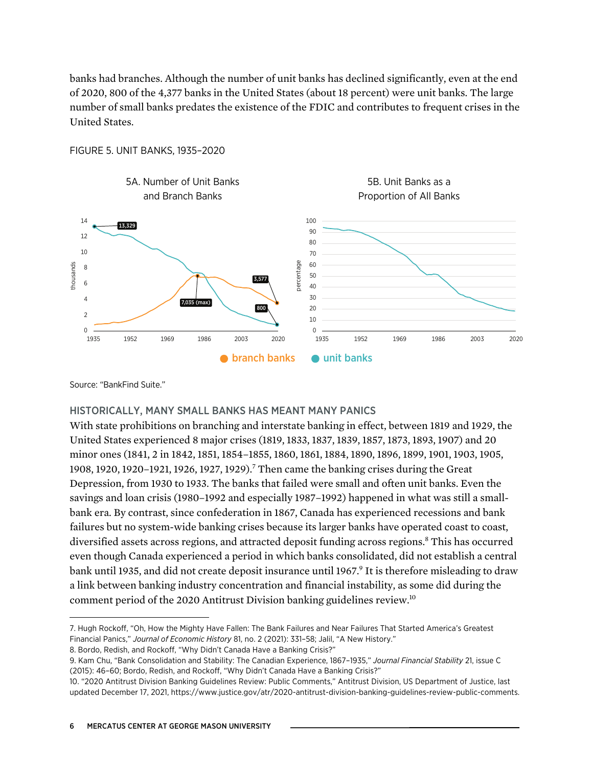banks had branches. Although the number of unit banks has declined significantly, even at the end of 2020, 800 of the 4,377 banks in the United States (about 18 percent) were unit banks. The large number of small banks predates the existence of the FDIC and contributes to frequent crises in the United States.

FIGURE 5. UNIT BANKS, 1935–2020

5A. Number of Unit Banks and Branch Banks

5B. Unit Banks as a Proportion of All Banks

Source: "BankFind Suite."

### HISTORICALLY, MANY SMALL BANKS HAS MEANT MANY PANICS

With state prohibitions on branching and interstate banking in effect, between 1819 and 1929, the United States experienced 8 major crises (1819, 1833, 1837, 1839, 1857, 1873, 1893, 1907) and 20 minor ones (1841, 2 in 1842, 1851, 1854–1855, 1860, 1861, 1884, 1890, 1896, 1899, 1901, 1903, 1905, 1908, 1920, 1920–1921, 1926, 1927, 1929).[7] Then came the banking crises during the Great Depression, from 1930 to 1933. The banks that failed were small and often unit banks. Even the savings and loan crisis (1980–1992 and especially 1987–1992) happened in what was still a small-bank era. By contrast, since confederation in 1867, Canada has experienced recessions and bank failures but no system-wide banking crises because its larger banks have operated coast to coast, diversified assets across regions, and attracted deposit funding across regions.[8] This has occurred even though Canada experienced a period in which banks consolidated, did not establish a central bank until 1935, and did not create deposit insurance until 1967.[9] It is therefore misleading to draw a link between banking industry concentration and financial instability, as some did during the comment period of the 2020 Antitrust Division banking guidelines review.[10]

---

7. Hugh Rockoff, "Oh, How the Mighty Have Fallen: The Bank Failures and Near Failures That Started America's Greatest Financial Panics," *Journal of Economic History* 81, no. 2 (2021): 331–58; Jalil, "A New History."

8. Bordo, Redish, and Rockoff, "Why Didn't Canada Have a Banking Crisis?"

9. Kam Chu, "Bank Consolidation and Stability: The Canadian Experience, 1867–1935," *Journal Financial Stability* 21, issue C (2015): 46–60; Bordo, Redish, and Rockoff, "Why Didn't Canada Have a Banking Crisis?"

10. "2020 Antitrust Division Banking Guidelines Review: Public Comments," Antitrust Division, US Department of Justice, last updated December 17, 2021, https://www.justice.gov/atr/2020-antitrust-division-banking-guidelines-review-public-comments.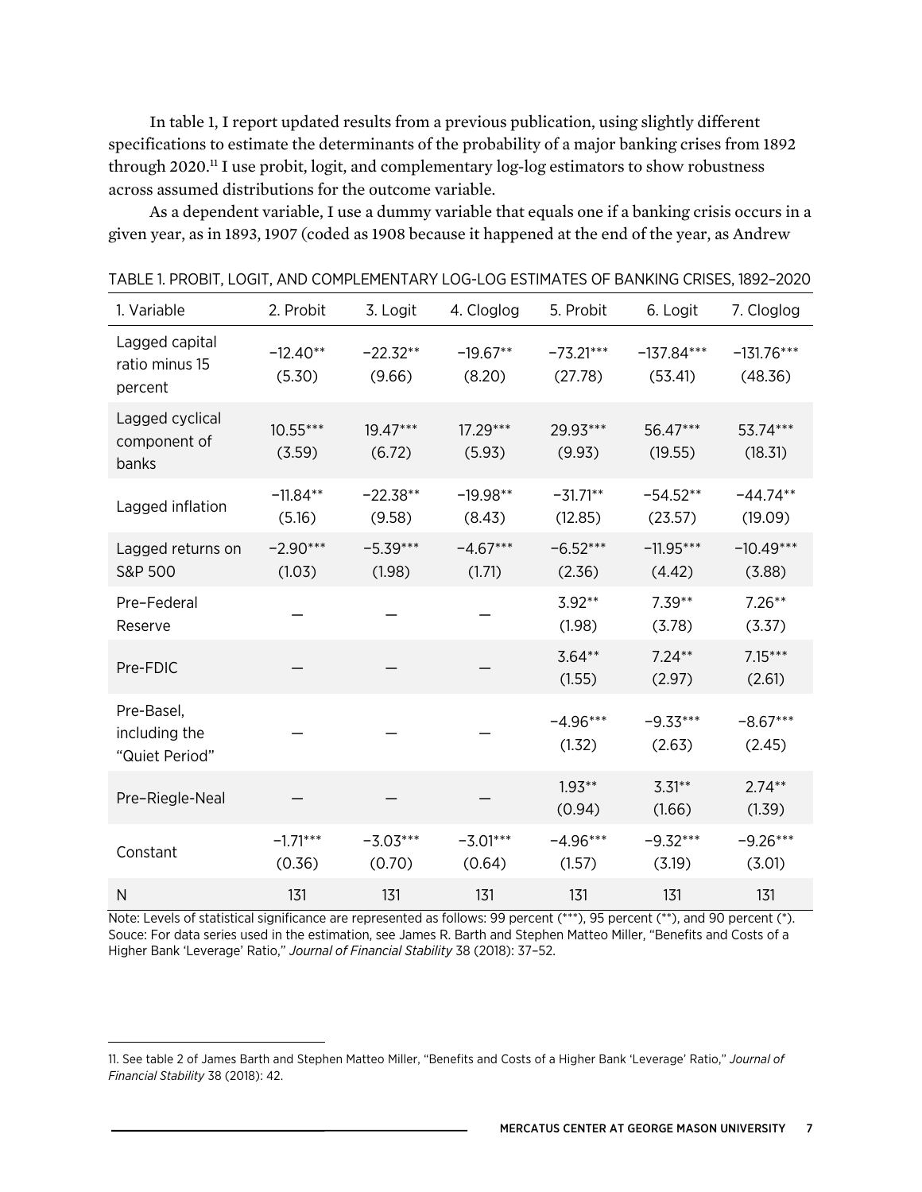In table 1, I report updated results from a previous publication, using slightly different specifications to estimate the determinants of the probability of a major banking crises from 1892 through 2020.[11] I use probit, logit, and complementary log-log estimators to show robustness across assumed distributions for the outcome variable.

As a dependent variable, I use a dummy variable that equals one if a banking crisis occurs in a given year, as in 1893, 1907 (coded as 1908 because it happened at the end of the year, as Andrew

TABLE 1. PROBIT, LOGIT, AND COMPLEMENTARY LOG-LOG ESTIMATES OF BANKING CRISES, 1892–2020

| 1. Variable | 2. Probit | 3. Logit | 4. Cloglog | 5. Probit | 6. Logit | 7. Cloglog |
|---|---|---|---|---|---|---|
| Lagged capital ratio minus 15 percent | −12.40** (5.30) | −22.32** (9.66) | −19.67** (8.20) | −73.21*** (27.78) | −137.84*** (53.41) | −131.76*** (48.36) |
| Lagged cyclical component of banks | 10.55*** (3.59) | 19.47*** (6.72) | 17.29*** (5.93) | 29.93*** (9.93) | 56.47*** (19.55) | 53.74*** (18.31) |
| Lagged inflation | −11.84** (5.16) | −22.38** (9.58) | −19.98** (8.43) | −31.71** (12.85) | −54.52** (23.57) | −44.74** (19.09) |
| Lagged returns on S&P 500 | −2.90*** (1.03) | −5.39*** (1.98) | −4.67*** (1.71) | −6.52*** (2.36) | −11.95*** (4.42) | −10.49*** (3.88) |
| Pre–Federal Reserve | — | — | — | 3.92** (1.98) | 7.39** (3.78) | 7.26** (3.37) |
| Pre-FDIC | — | — | — | 3.64** (1.55) | 7.24** (2.97) | 7.15*** (2.61) |
| Pre-Basel, including the "Quiet Period" | — | — | — | −4.96*** (1.32) | −9.33*** (2.63) | −8.67*** (2.45) |
| Pre–Riegle-Neal | — | — | — | 1.93** (0.94) | 3.31** (1.66) | 2.74** (1.39) |
| Constant | −1.71*** (0.36) | −3.03*** (0.70) | −3.01*** (0.64) | −4.96*** (1.57) | −9.32*** (3.19) | −9.26*** (3.01) |
| N | 131 | 131 | 131 | 131 | 131 | 131 |

Note: Levels of statistical significance are represented as follows: 99 percent (***), 95 percent (**), and 90 percent (*).
Souce: For data series used in the estimation, see James R. Barth and Stephen Matteo Miller, "Benefits and Costs of a Higher Bank 'Leverage' Ratio," *Journal of Financial Stability* 38 (2018): 37–52.

11. See table 2 of James Barth and Stephen Matteo Miller, "Benefits and Costs of a Higher Bank 'Leverage' Ratio," *Journal of Financial Stability* 38 (2018): 42.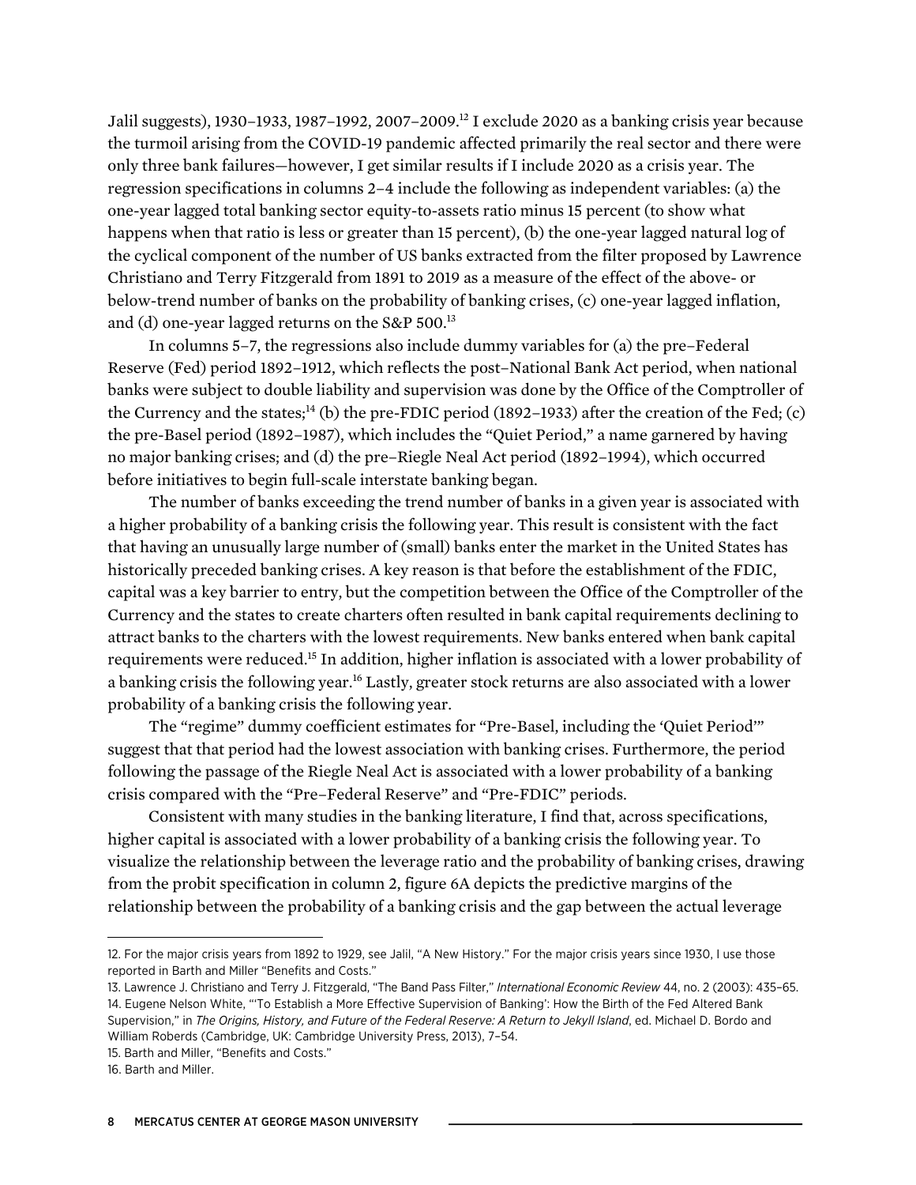Jalil suggests), 1930–1933, 1987–1992, 2007–2009.[12] I exclude 2020 as a banking crisis year because the turmoil arising from the COVID-19 pandemic affected primarily the real sector and there were only three bank failures—however, I get similar results if I include 2020 as a crisis year. The regression specifications in columns 2–4 include the following as independent variables: (a) the one-year lagged total banking sector equity-to-assets ratio minus 15 percent (to show what happens when that ratio is less or greater than 15 percent), (b) the one-year lagged natural log of the cyclical component of the number of US banks extracted from the filter proposed by Lawrence Christiano and Terry Fitzgerald from 1891 to 2019 as a measure of the effect of the above- or below-trend number of banks on the probability of banking crises, (c) one-year lagged inflation, and (d) one-year lagged returns on the S&P 500.[13]

In columns 5–7, the regressions also include dummy variables for (a) the pre–Federal Reserve (Fed) period 1892–1912, which reflects the post–National Bank Act period, when national banks were subject to double liability and supervision was done by the Office of the Comptroller of the Currency and the states;[14] (b) the pre-FDIC period (1892–1933) after the creation of the Fed; (c) the pre-Basel period (1892–1987), which includes the "Quiet Period," a name garnered by having no major banking crises; and (d) the pre–Riegle Neal Act period (1892–1994), which occurred before initiatives to begin full-scale interstate banking began.

The number of banks exceeding the trend number of banks in a given year is associated with a higher probability of a banking crisis the following year. This result is consistent with the fact that having an unusually large number of (small) banks enter the market in the United States has historically preceded banking crises. A key reason is that before the establishment of the FDIC, capital was a key barrier to entry, but the competition between the Office of the Comptroller of the Currency and the states to create charters often resulted in bank capital requirements declining to attract banks to the charters with the lowest requirements. New banks entered when bank capital requirements were reduced.[15] In addition, higher inflation is associated with a lower probability of a banking crisis the following year.[16] Lastly, greater stock returns are also associated with a lower probability of a banking crisis the following year.

The "regime" dummy coefficient estimates for "Pre-Basel, including the 'Quiet Period'" suggest that that period had the lowest association with banking crises. Furthermore, the period following the passage of the Riegle Neal Act is associated with a lower probability of a banking crisis compared with the "Pre–Federal Reserve" and "Pre-FDIC" periods.

Consistent with many studies in the banking literature, I find that, across specifications, higher capital is associated with a lower probability of a banking crisis the following year. To visualize the relationship between the leverage ratio and the probability of banking crises, drawing from the probit specification in column 2, figure 6A depicts the predictive margins of the relationship between the probability of a banking crisis and the gap between the actual leverage

---

12. For the major crisis years from 1892 to 1929, see Jalil, "A New History." For the major crisis years since 1930, I use those reported in Barth and Miller "Benefits and Costs."

13. Lawrence J. Christiano and Terry J. Fitzgerald, "The Band Pass Filter," *International Economic Review* 44, no. 2 (2003): 435–65.

14. Eugene Nelson White, "'To Establish a More Effective Supervision of Banking': How the Birth of the Fed Altered Bank Supervision," in *The Origins, History, and Future of the Federal Reserve: A Return to Jekyll Island*, ed. Michael D. Bordo and William Roberds (Cambridge, UK: Cambridge University Press, 2013), 7–54.

15. Barth and Miller, "Benefits and Costs."

16. Barth and Miller.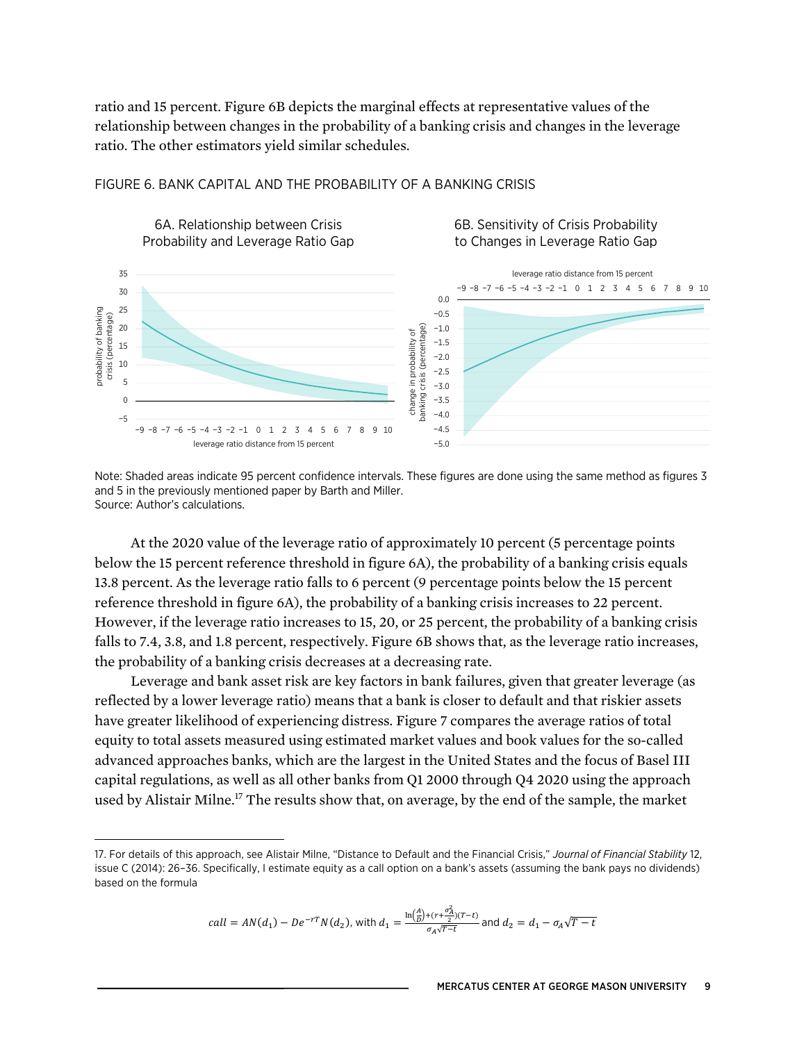ratio and 15 percent. Figure 6B depicts the marginal effects at representative values of the relationship between changes in the probability of a banking crisis and changes in the leverage ratio. The other estimators yield similar schedules.

FIGURE 6. BANK CAPITAL AND THE PROBABILITY OF A BANKING CRISIS

6A. Relationship between Crisis Probability and Leverage Ratio Gap

6B. Sensitivity of Crisis Probability to Changes in Leverage Ratio Gap

Note: Shaded areas indicate 95 percent confidence intervals. These figures are done using the same method as figures 3 and 5 in the previously mentioned paper by Barth and Miller.
Source: Author's calculations.

At the 2020 value of the leverage ratio of approximately 10 percent (5 percentage points below the 15 percent reference threshold in figure 6A), the probability of a banking crisis equals 13.8 percent. As the leverage ratio falls to 6 percent (9 percentage points below the 15 percent reference threshold in figure 6A), the probability of a banking crisis increases to 22 percent. However, if the leverage ratio increases to 15, 20, or 25 percent, the probability of a banking crisis falls to 7.4, 3.8, and 1.8 percent, respectively. Figure 6B shows that, as the leverage ratio increases, the probability of a banking crisis decreases at a decreasing rate.

Leverage and bank asset risk are key factors in bank failures, given that greater leverage (as reflected by a lower leverage ratio) means that a bank is closer to default and that riskier assets have greater likelihood of experiencing distress. Figure 7 compares the average ratios of total equity to total assets measured using estimated market values and book values for the so-called advanced approaches banks, which are the largest in the United States and the focus of Basel III capital regulations, as well as all other banks from Q1 2000 through Q4 2020 using the approach used by Alistair Milne.[17] The results show that, on average, by the end of the sample, the market

17. For details of this approach, see Alistair Milne, "Distance to Default and the Financial Crisis," *Journal of Financial Stability* 12, issue C (2014): 26–36. Specifically, I estimate equity as a call option on a bank's assets (assuming the bank pays no dividends) based on the formula

$$call = AN(d_1) - De^{-rT}N(d_2), \text{ with } d_1 = \frac{\ln\left(\frac{A}{D}\right) + \left(r + \frac{\sigma_A^2}{2}\right)(T-t)}{\sigma_A\sqrt{T-t}} \text{ and } d_2 = d_1 - \sigma_A\sqrt{T-t}$$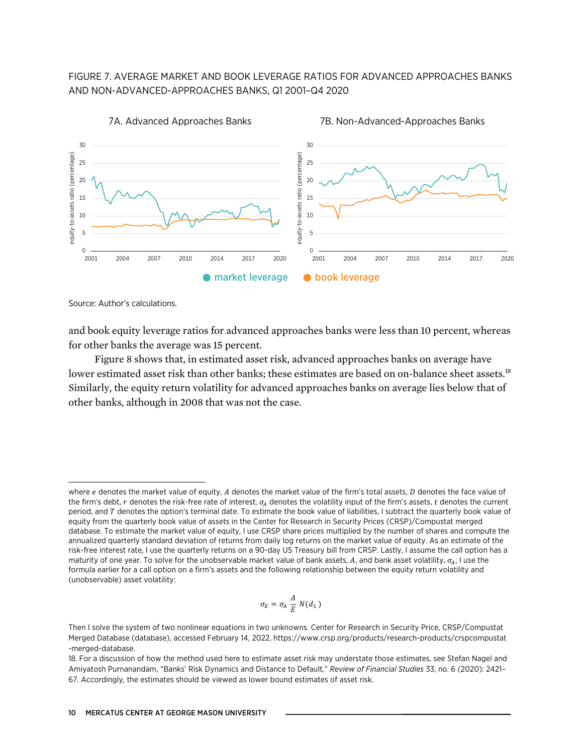FIGURE 7. AVERAGE MARKET AND BOOK LEVERAGE RATIOS FOR ADVANCED APPROACHES BANKS AND NON-ADVANCED-APPROACHES BANKS, Q1 2001–Q4 2020

7A. Advanced Approaches Banks

7B. Non-Advanced-Approaches Banks

market leverage
book leverage

Source: Author's calculations.

and book equity leverage ratios for advanced approaches banks were less than 10 percent, whereas for other banks the average was 15 percent.

Figure 8 shows that, in estimated asset risk, advanced approaches banks on average have lower estimated asset risk than other banks; these estimates are based on on-balance sheet assets.[18] Similarly, the equity return volatility for advanced approaches banks on average lies below that of other banks, although in 2008 that was not the case.

---

where $e$ denotes the market value of equity, $A$ denotes the market value of the firm's total assets, $D$ denotes the face value of the firm's debt, $r$ denotes the risk-free rate of interest, $\sigma_A$ denotes the volatility input of the firm's assets, $t$ denotes the current period, and $T$ denotes the option's terminal date. To estimate the book value of liabilities, I subtract the quarterly book value of equity from the quarterly book value of assets in the Center for Research in Security Prices (CRSP)/Compustat merged database. To estimate the market value of equity, I use CRSP share prices multiplied by the number of shares and compute the annualized quarterly standard deviation of returns from daily log returns on the market value of equity. As an estimate of the risk-free interest rate, I use the quarterly returns on a 90-day US Treasury bill from CRSP. Lastly, I assume the call option has a maturity of one year. To solve for the unobservable market value of bank assets, $A$, and bank asset volatility, $\sigma_A$, I use the formula earlier for a call option on a firm's assets and the following relationship between the equity return volatility and (unobservable) asset volatility:

$$\sigma_E = \sigma_A \frac{A}{E} N(d_1)$$

Then I solve the system of two nonlinear equations in two unknowns. Center for Research in Security Price, CRSP/Compustat Merged Database (database), accessed February 14, 2022, https://www.crsp.org/products/research-products/crspcompustat-merged-database.

18. For a discussion of how the method used here to estimate asset risk may understate those estimates, see Stefan Nagel and Amiyatosh Purnanandam, "Banks' Risk Dynamics and Distance to Default," *Review of Financial Studies* 33, no. 6 (2020): 2421–67. Accordingly, the estimates should be viewed as lower bound estimates of asset risk.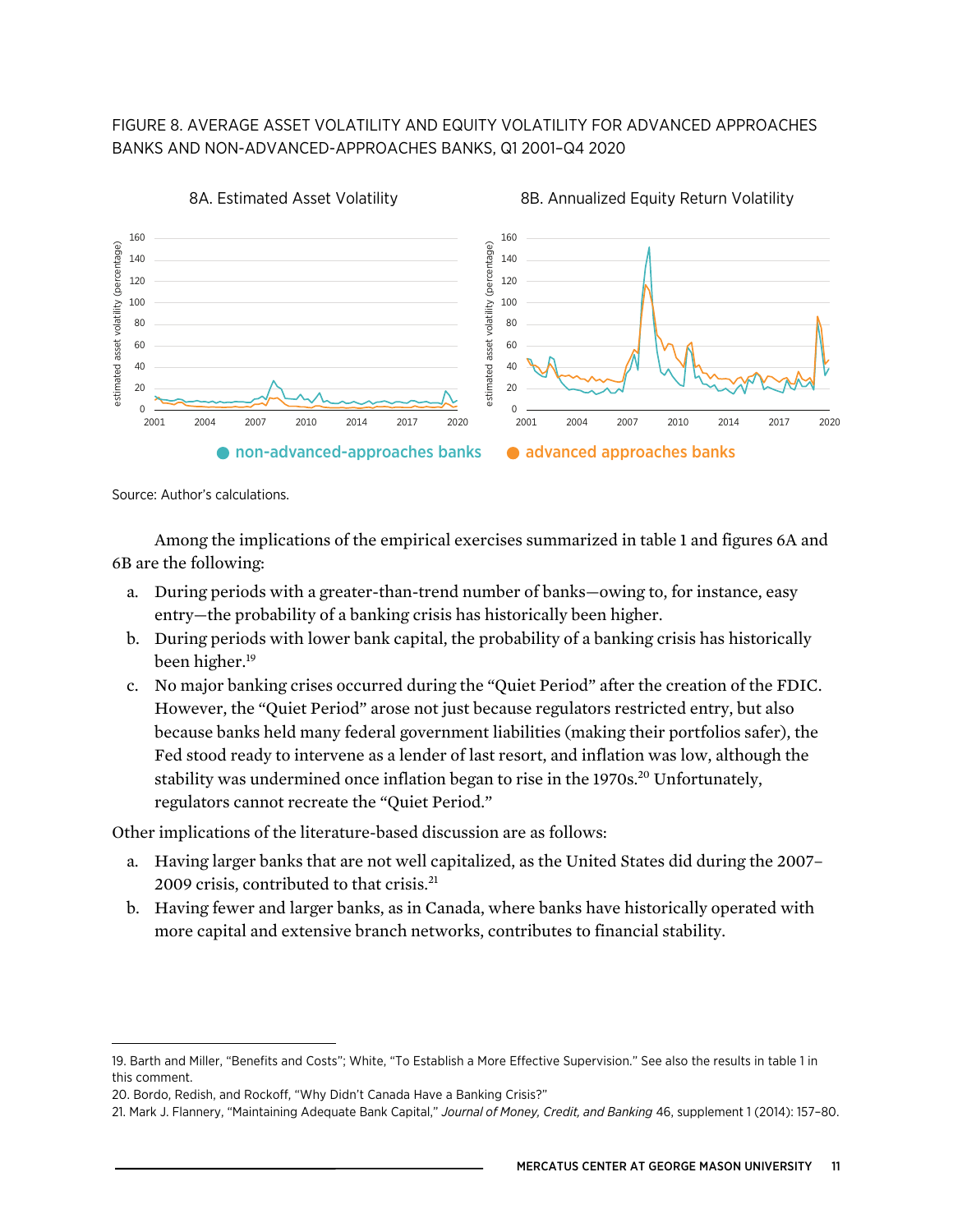FIGURE 8. AVERAGE ASSET VOLATILITY AND EQUITY VOLATILITY FOR ADVANCED APPROACHES BANKS AND NON-ADVANCED-APPROACHES BANKS, Q1 2001–Q4 2020

8A. Estimated Asset Volatility

8B. Annualized Equity Return Volatility

non-advanced-approaches banks    advanced approaches banks

Source: Author's calculations.

Among the implications of the empirical exercises summarized in table 1 and figures 6A and 6B are the following:

a. During periods with a greater-than-trend number of banks—owing to, for instance, easy entry—the probability of a banking crisis has historically been higher.
b. During periods with lower bank capital, the probability of a banking crisis has historically been higher.[19]
c. No major banking crises occurred during the "Quiet Period" after the creation of the FDIC. However, the "Quiet Period" arose not just because regulators restricted entry, but also because banks held many federal government liabilities (making their portfolios safer), the Fed stood ready to intervene as a lender of last resort, and inflation was low, although the stability was undermined once inflation began to rise in the 1970s.[20] Unfortunately, regulators cannot recreate the "Quiet Period."

Other implications of the literature-based discussion are as follows:

a. Having larger banks that are not well capitalized, as the United States did during the 2007–2009 crisis, contributed to that crisis.[21]
b. Having fewer and larger banks, as in Canada, where banks have historically operated with more capital and extensive branch networks, contributes to financial stability.

---

19. Barth and Miller, "Benefits and Costs"; White, "To Establish a More Effective Supervision." See also the results in table 1 in this comment.

20. Bordo, Redish, and Rockoff, "Why Didn't Canada Have a Banking Crisis?"

21. Mark J. Flannery, "Maintaining Adequate Bank Capital," *Journal of Money, Credit, and Banking* 46, supplement 1 (2014): 157–80.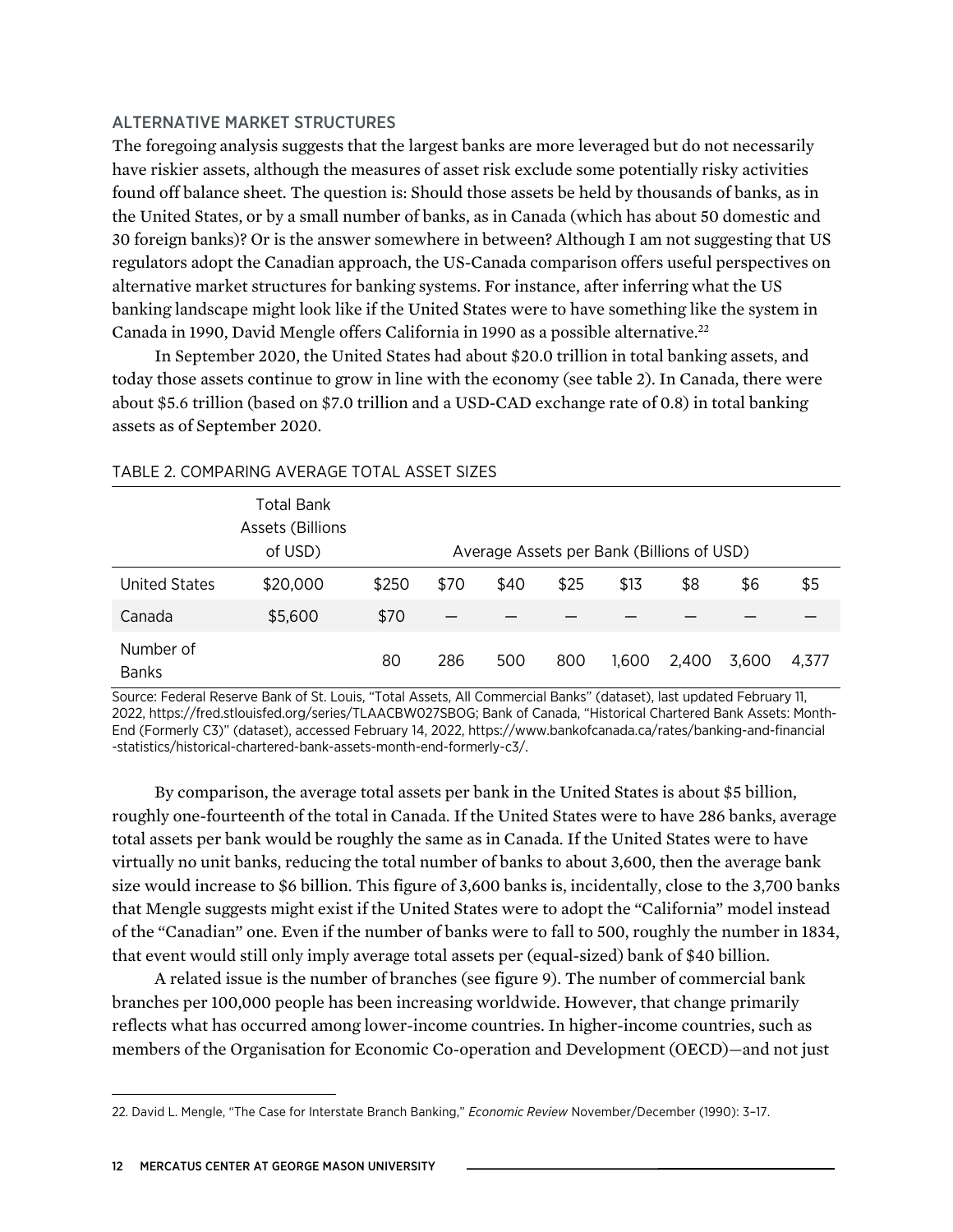## ALTERNATIVE MARKET STRUCTURES

The foregoing analysis suggests that the largest banks are more leveraged but do not necessarily have riskier assets, although the measures of asset risk exclude some potentially risky activities found off balance sheet. The question is: Should those assets be held by thousands of banks, as in the United States, or by a small number of banks, as in Canada (which has about 50 domestic and 30 foreign banks)? Or is the answer somewhere in between? Although I am not suggesting that US regulators adopt the Canadian approach, the US-Canada comparison offers useful perspectives on alternative market structures for banking systems. For instance, after inferring what the US banking landscape might look like if the United States were to have something like the system in Canada in 1990, David Mengle offers California in 1990 as a possible alternative.[22]

In September 2020, the United States had about $20.0 trillion in total banking assets, and today those assets continue to grow in line with the economy (see table 2). In Canada, there were about $5.6 trillion (based on $7.0 trillion and a USD-CAD exchange rate of 0.8) in total banking assets as of September 2020.

TABLE 2. COMPARING AVERAGE TOTAL ASSET SIZES

| | Total Bank Assets (Billions of USD) | Average Assets per Bank (Billions of USD) | | | | | | | |
|---|---|---|---|---|---|---|---|---|---|
| United States | $20,000 | $250 | $70 | $40 | $25 | $13 | $8 | $6 | $5 |
| Canada | $5,600 | $70 | — | — | — | — | — | — | — |
| Number of Banks | | 80 | 286 | 500 | 800 | 1,600 | 2,400 | 3,600 | 4,377 |

Source: Federal Reserve Bank of St. Louis, "Total Assets, All Commercial Banks" (dataset), last updated February 11, 2022, https://fred.stlouisfed.org/series/TLAACBW027SBOG; Bank of Canada, "Historical Chartered Bank Assets: Month-End (Formerly C3)" (dataset), accessed February 14, 2022, https://www.bankofcanada.ca/rates/banking-and-financial-statistics/historical-chartered-bank-assets-month-end-formerly-c3/.

By comparison, the average total assets per bank in the United States is about $5 billion, roughly one-fourteenth of the total in Canada. If the United States were to have 286 banks, average total assets per bank would be roughly the same as in Canada. If the United States were to have virtually no unit banks, reducing the total number of banks to about 3,600, then the average bank size would increase to $6 billion. This figure of 3,600 banks is, incidentally, close to the 3,700 banks that Mengle suggests might exist if the United States were to adopt the "California" model instead of the "Canadian" one. Even if the number of banks were to fall to 500, roughly the number in 1834, that event would still only imply average total assets per (equal-sized) bank of $40 billion.

A related issue is the number of branches (see figure 9). The number of commercial bank branches per 100,000 people has been increasing worldwide. However, that change primarily reflects what has occurred among lower-income countries. In higher-income countries, such as members of the Organisation for Economic Co-operation and Development (OECD)—and not just

22. David L. Mengle, "The Case for Interstate Branch Banking," *Economic Review* November/December (1990): 3–17.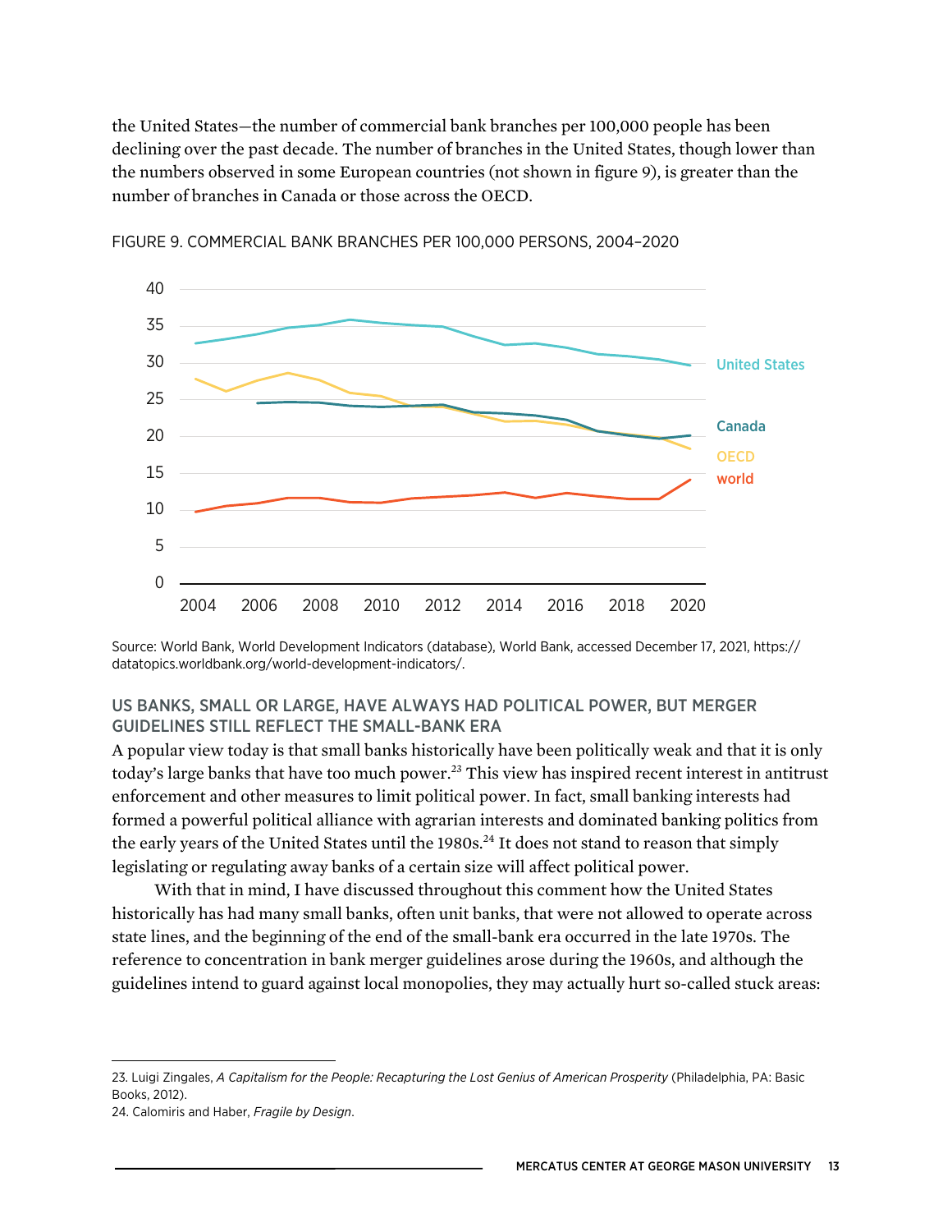the United States—the number of commercial bank branches per 100,000 people has been declining over the past decade. The number of branches in the United States, though lower than the numbers observed in some European countries (not shown in figure 9), is greater than the number of branches in Canada or those across the OECD.

FIGURE 9. COMMERCIAL BANK BRANCHES PER 100,000 PERSONS, 2004–2020

Source: World Bank, World Development Indicators (database), World Bank, accessed December 17, 2021, https://datatopics.worldbank.org/world-development-indicators/.

### US BANKS, SMALL OR LARGE, HAVE ALWAYS HAD POLITICAL POWER, BUT MERGER GUIDELINES STILL REFLECT THE SMALL-BANK ERA

A popular view today is that small banks historically have been politically weak and that it is only today's large banks that have too much power.[23] This view has inspired recent interest in antitrust enforcement and other measures to limit political power. In fact, small banking interests had formed a powerful political alliance with agrarian interests and dominated banking politics from the early years of the United States until the 1980s.[24] It does not stand to reason that simply legislating or regulating away banks of a certain size will affect political power.

With that in mind, I have discussed throughout this comment how the United States historically has had many small banks, often unit banks, that were not allowed to operate across state lines, and the beginning of the end of the small-bank era occurred in the late 1970s. The reference to concentration in bank merger guidelines arose during the 1960s, and although the guidelines intend to guard against local monopolies, they may actually hurt so-called stuck areas:

---

23. Luigi Zingales, *A Capitalism for the People: Recapturing the Lost Genius of American Prosperity* (Philadelphia, PA: Basic Books, 2012).

24. Calomiris and Haber, *Fragile by Design*.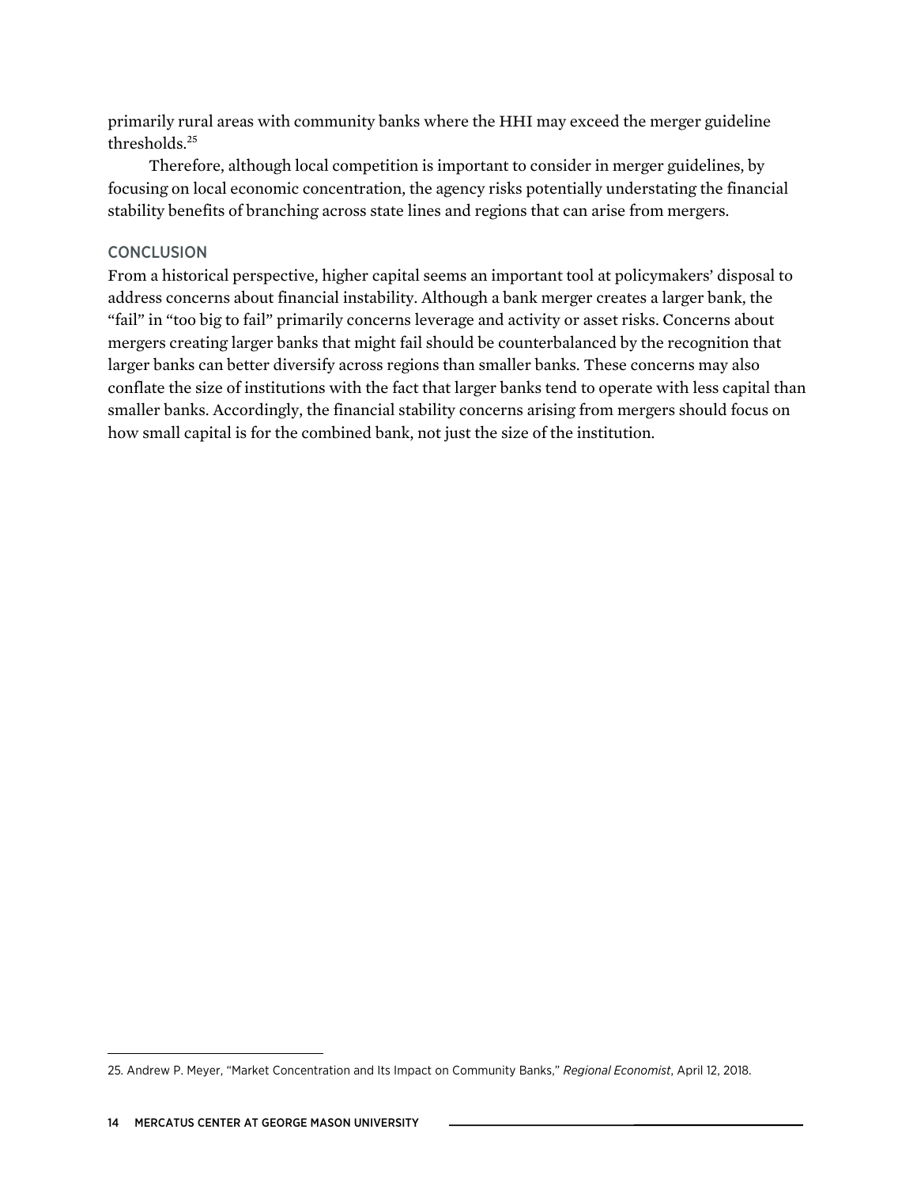primarily rural areas with community banks where the HHI may exceed the merger guideline thresholds.[25]

Therefore, although local competition is important to consider in merger guidelines, by focusing on local economic concentration, the agency risks potentially understating the financial stability benefits of branching across state lines and regions that can arise from mergers.

## CONCLUSION

From a historical perspective, higher capital seems an important tool at policymakers' disposal to address concerns about financial instability. Although a bank merger creates a larger bank, the "fail" in "too big to fail" primarily concerns leverage and activity or asset risks. Concerns about mergers creating larger banks that might fail should be counterbalanced by the recognition that larger banks can better diversify across regions than smaller banks. These concerns may also conflate the size of institutions with the fact that larger banks tend to operate with less capital than smaller banks. Accordingly, the financial stability concerns arising from mergers should focus on how small capital is for the combined bank, not just the size of the institution.

---

25. Andrew P. Meyer, "Market Concentration and Its Impact on Community Banks," *Regional Economist*, April 12, 2018.